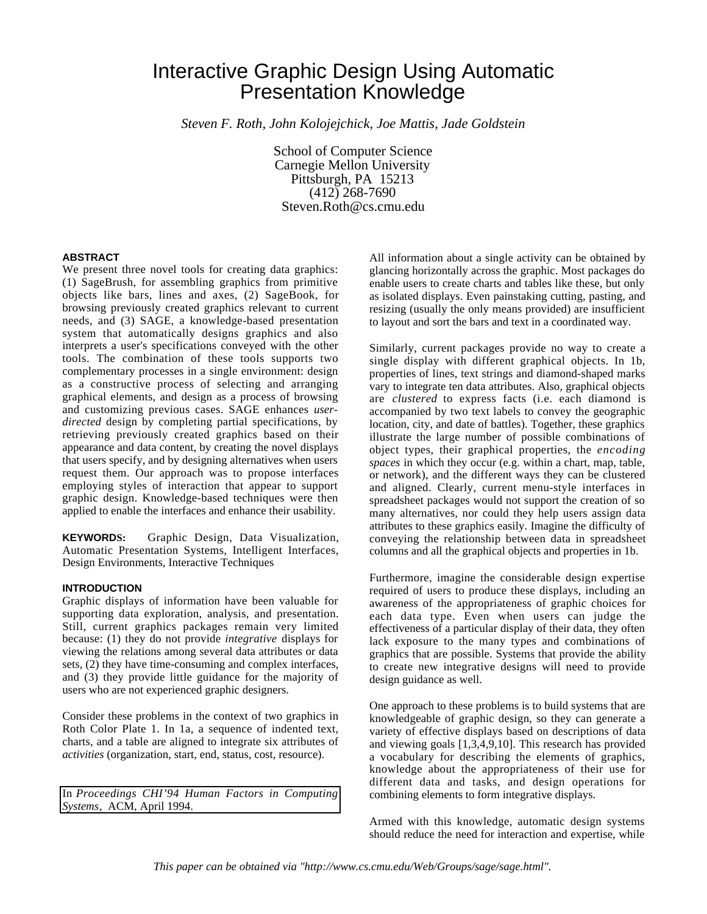# Interactive Graphic Design Using Automatic Presentation Knowledge

*Steven F. Roth, John Kolojejchick, Joe Mattis, Jade Goldstein*

School of Computer Science
Carnegie Mellon University
Pittsburgh, PA 15213
(412) 268-7690
Steven.Roth@cs.cmu.edu

## ABSTRACT

We present three novel tools for creating data graphics: (1) SageBrush, for assembling graphics from primitive objects like bars, lines and axes, (2) SageBook, for browsing previously created graphics relevant to current needs, and (3) SAGE, a knowledge-based presentation system that automatically designs graphics and also interprets a user's specifications conveyed with the other tools. The combination of these tools supports two complementary processes in a single environment: design as a constructive process of selecting and arranging graphical elements, and design as a process of browsing and customizing previous cases. SAGE enhances *user-directed* design by completing partial specifications, by retrieving previously created graphics based on their appearance and data content, by creating the novel displays that users specify, and by designing alternatives when users request them. Our approach was to propose interfaces employing styles of interaction that appear to support graphic design. Knowledge-based techniques were then applied to enable the interfaces and enhance their usability.

**KEYWORDS:** Graphic Design, Data Visualization, Automatic Presentation Systems, Intelligent Interfaces, Design Environments, Interactive Techniques

## INTRODUCTION

Graphic displays of information have been valuable for supporting data exploration, analysis, and presentation. Still, current graphics packages remain very limited because: (1) they do not provide *integrative* displays for viewing the relations among several data attributes or data sets, (2) they have time-consuming and complex interfaces, and (3) they provide little guidance for the majority of users who are not experienced graphic designers.

Consider these problems in the context of two graphics in Roth Color Plate 1. In 1a, a sequence of indented text, charts, and a table are aligned to integrate six attributes of *activities* (organization, start, end, status, cost, resource). All information about a single activity can be obtained by glancing horizontally across the graphic. Most packages do enable users to create charts and tables like these, but only as isolated displays. Even painstaking cutting, pasting, and resizing (usually the only means provided) are insufficient to layout and sort the bars and text in a coordinated way.

Similarly, current packages provide no way to create a single display with different graphical objects. In 1b, properties of lines, text strings and diamond-shaped marks vary to integrate ten data attributes. Also, graphical objects are *clustered* to express facts (i.e. each diamond is accompanied by two text labels to convey the geographic location, city, and date of battles). Together, these graphics illustrate the large number of possible combinations of object types, their graphical properties, the *encoding spaces* in which they occur (e.g. within a chart, map, table, or network), and the different ways they can be clustered and aligned. Clearly, current menu-style interfaces in spreadsheet packages would not support the creation of so many alternatives, nor could they help users assign data attributes to these graphics easily. Imagine the difficulty of conveying the relationship between data in spreadsheet columns and all the graphical objects and properties in 1b.

Furthermore, imagine the considerable design expertise required of users to produce these displays, including an awareness of the appropriateness of graphic choices for each data type. Even when users can judge the effectiveness of a particular display of their data, they often lack exposure to the many types and combinations of graphics that are possible. Systems that provide the ability to create new integrative designs will need to provide design guidance as well.

One approach to these problems is to build systems that are knowledgeable of graphic design, so they can generate a variety of effective displays based on descriptions of data and viewing goals [1,3,4,9,10]. This research has provided a vocabulary for describing the elements of graphics, knowledge about the appropriateness of their use for different data and tasks, and design operations for combining elements to form integrative displays.

Armed with this knowledge, automatic design systems should reduce the need for interaction and expertise, while

In *Proceedings CHI'94 Human Factors in Computing Systems*, ACM, April 1994.

*This paper can be obtained via "http://www.cs.cmu.edu/Web/Groups/sage/sage.html".*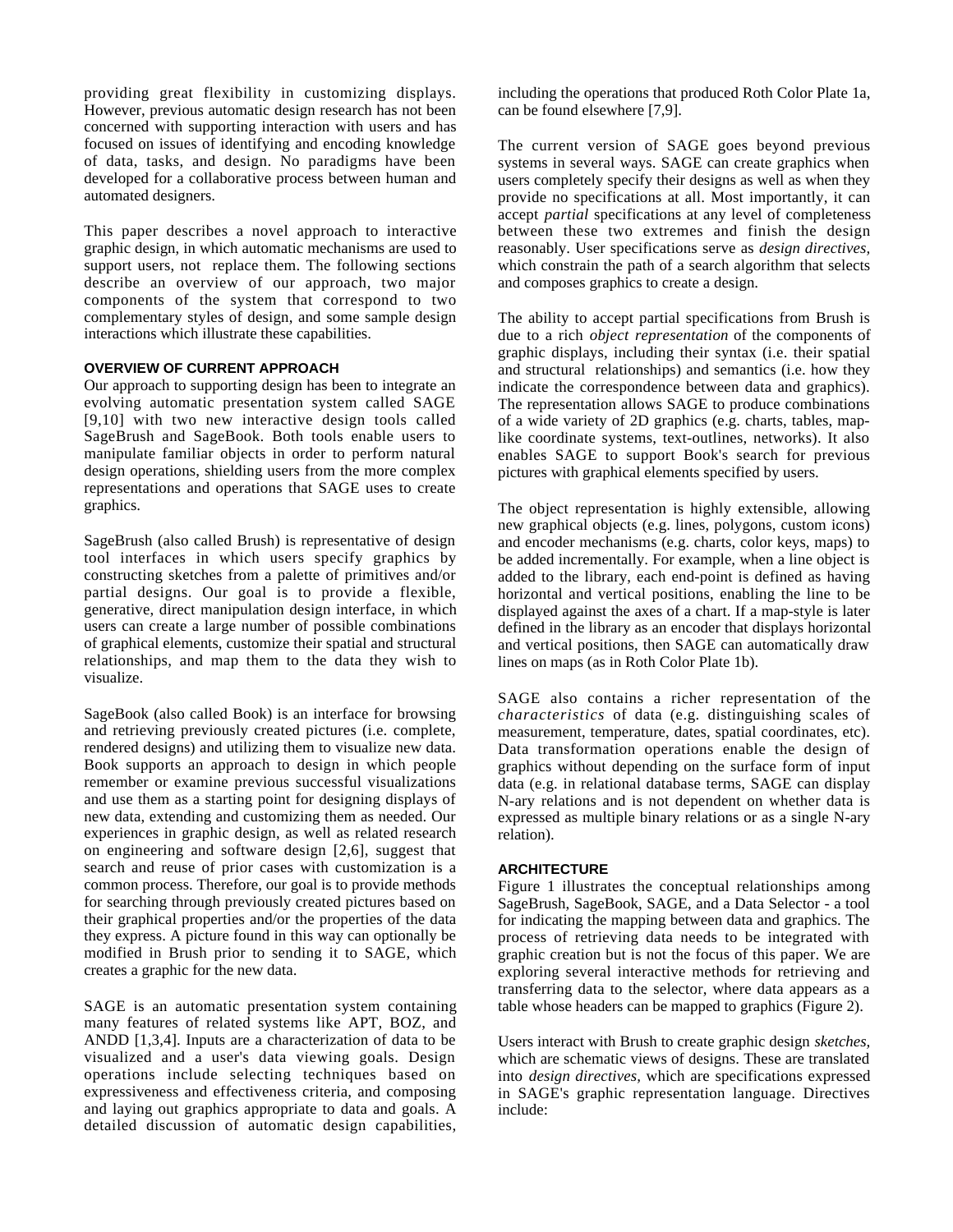providing great flexibility in customizing displays. However, previous automatic design research has not been concerned with supporting interaction with users and has focused on issues of identifying and encoding knowledge of data, tasks, and design. No paradigms have been developed for a collaborative process between human and automated designers.

This paper describes a novel approach to interactive graphic design, in which automatic mechanisms are used to support users, not replace them. The following sections describe an overview of our approach, two major components of the system that correspond to two complementary styles of design, and some sample design interactions which illustrate these capabilities.

#### OVERVIEW OF CURRENT APPROACH

Our approach to supporting design has been to integrate an evolving automatic presentation system called SAGE [9,10] with two new interactive design tools called SageBrush and SageBook. Both tools enable users to manipulate familiar objects in order to perform natural design operations, shielding users from the more complex representations and operations that SAGE uses to create graphics.

SageBrush (also called Brush) is representative of design tool interfaces in which users specify graphics by constructing sketches from a palette of primitives and/or partial designs. Our goal is to provide a flexible, generative, direct manipulation design interface, in which users can create a large number of possible combinations of graphical elements, customize their spatial and structural relationships, and map them to the data they wish to visualize.

SageBook (also called Book) is an interface for browsing and retrieving previously created pictures (i.e. complete, rendered designs) and utilizing them to visualize new data. Book supports an approach to design in which people remember or examine previous successful visualizations and use them as a starting point for designing displays of new data, extending and customizing them as needed. Our experiences in graphic design, as well as related research on engineering and software design [2,6], suggest that search and reuse of prior cases with customization is a common process. Therefore, our goal is to provide methods for searching through previously created pictures based on their graphical properties and/or the properties of the data they express. A picture found in this way can optionally be modified in Brush prior to sending it to SAGE, which creates a graphic for the new data.

SAGE is an automatic presentation system containing many features of related systems like APT, BOZ, and ANDD [1,3,4]. Inputs are a characterization of data to be visualized and a user's data viewing goals. Design operations include selecting techniques based on expressiveness and effectiveness criteria, and composing and laying out graphics appropriate to data and goals. A detailed discussion of automatic design capabilities, including the operations that produced Roth Color Plate 1a, can be found elsewhere [7,9].

The current version of SAGE goes beyond previous systems in several ways. SAGE can create graphics when users completely specify their designs as well as when they provide no specifications at all. Most importantly, it can accept *partial* specifications at any level of completeness between these two extremes and finish the design reasonably. User specifications serve as *design directives*, which constrain the path of a search algorithm that selects and composes graphics to create a design.

The ability to accept partial specifications from Brush is due to a rich *object representation* of the components of graphic displays, including their syntax (i.e. their spatial and structural relationships) and semantics (i.e. how they indicate the correspondence between data and graphics). The representation allows SAGE to produce combinations of a wide variety of 2D graphics (e.g. charts, tables, map-like coordinate systems, text-outlines, networks). It also enables SAGE to support Book's search for previous pictures with graphical elements specified by users.

The object representation is highly extensible, allowing new graphical objects (e.g. lines, polygons, custom icons) and encoder mechanisms (e.g. charts, color keys, maps) to be added incrementally. For example, when a line object is added to the library, each end-point is defined as having horizontal and vertical positions, enabling the line to be displayed against the axes of a chart. If a map-style is later defined in the library as an encoder that displays horizontal and vertical positions, then SAGE can automatically draw lines on maps (as in Roth Color Plate 1b).

SAGE also contains a richer representation of the *characteristics* of data (e.g. distinguishing scales of measurement, temperature, dates, spatial coordinates, etc). Data transformation operations enable the design of graphics without depending on the surface form of input data (e.g. in relational database terms, SAGE can display N-ary relations and is not dependent on whether data is expressed as multiple binary relations or as a single N-ary relation).

#### ARCHITECTURE

Figure 1 illustrates the conceptual relationships among SageBrush, SageBook, SAGE, and a Data Selector - a tool for indicating the mapping between data and graphics. The process of retrieving data needs to be integrated with graphic creation but is not the focus of this paper. We are exploring several interactive methods for retrieving and transferring data to the selector, where data appears as a table whose headers can be mapped to graphics (Figure 2).

Users interact with Brush to create graphic design *sketches*, which are schematic views of designs. These are translated into *design directives*, which are specifications expressed in SAGE's graphic representation language. Directives include: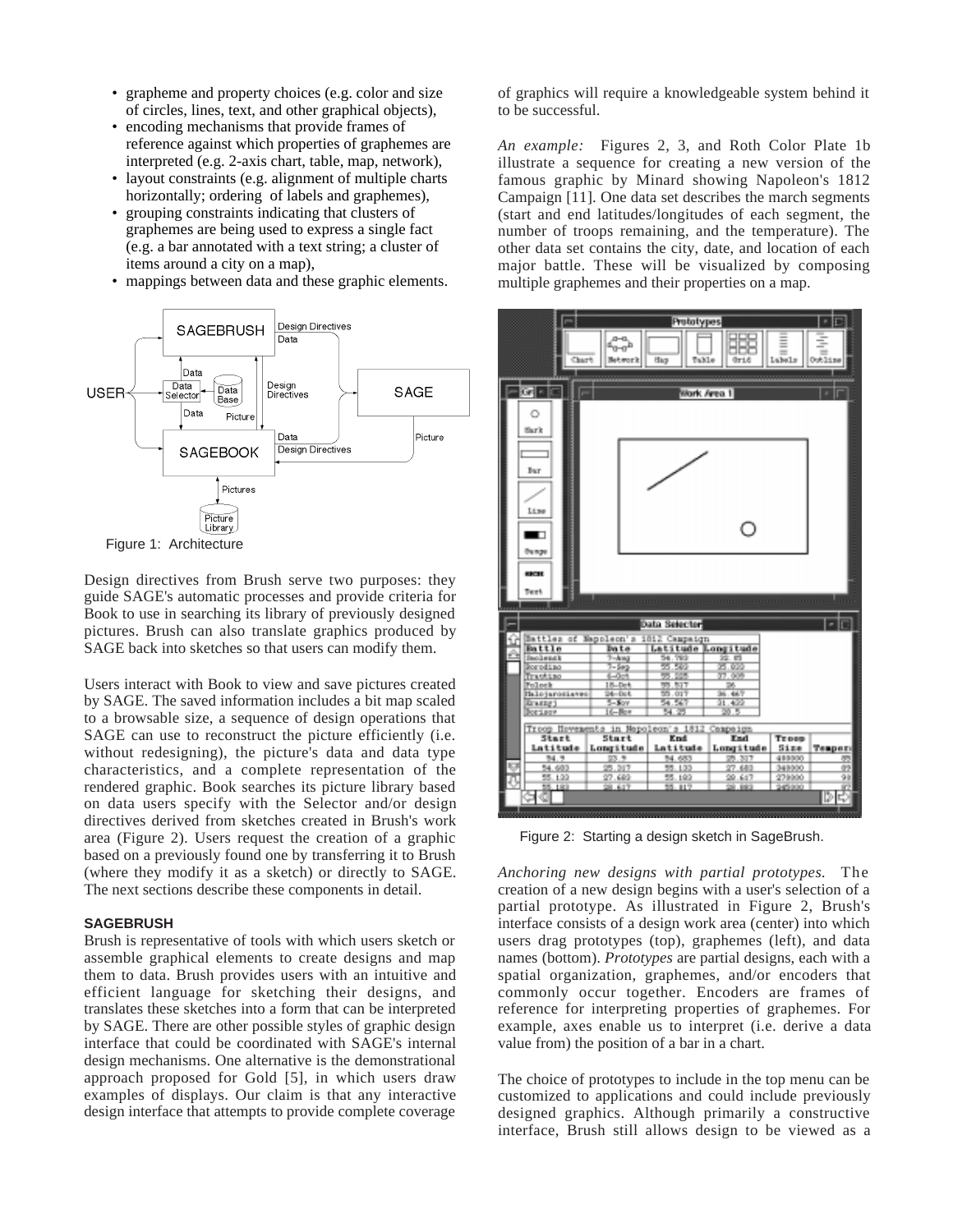- grapheme and property choices (e.g. color and size of circles, lines, text, and other graphical objects),
- encoding mechanisms that provide frames of reference against which properties of graphemes are interpreted (e.g. 2-axis chart, table, map, network),
- layout constraints (e.g. alignment of multiple charts horizontally; ordering of labels and graphemes),
- grouping constraints indicating that clusters of graphemes are being used to express a single fact (e.g. a bar annotated with a text string; a cluster of items around a city on a map),
- mappings between data and these graphic elements.

Figure 1: Architecture

Design directives from Brush serve two purposes: they guide SAGE's automatic processes and provide criteria for Book to use in searching its library of previously designed pictures. Brush can also translate graphics produced by SAGE back into sketches so that users can modify them.

Users interact with Book to view and save pictures created by SAGE. The saved information includes a bit map scaled to a browsable size, a sequence of design operations that SAGE can use to reconstruct the picture efficiently (i.e. without redesigning), the picture's data and data type characteristics, and a complete representation of the rendered graphic. Book searches its picture library based on data users specify with the Selector and/or design directives derived from sketches created in Brush's work area (Figure 2). Users request the creation of a graphic based on a previously found one by transferring it to Brush (where they modify it as a sketch) or directly to SAGE. The next sections describe these components in detail.

### SAGEBRUSH

Brush is representative of tools with which users sketch or assemble graphical elements to create designs and map them to data. Brush provides users with an intuitive and efficient language for sketching their designs, and translates these sketches into a form that can be interpreted by SAGE. There are other possible styles of graphic design interface that could be coordinated with SAGE's internal design mechanisms. One alternative is the demonstrational approach proposed for Gold [5], in which users draw examples of displays. Our claim is that any interactive design interface that attempts to provide complete coverage of graphics will require a knowledgeable system behind it to be successful.

*An example:* Figures 2, 3, and Roth Color Plate 1b illustrate a sequence for creating a new version of the famous graphic by Minard showing Napoleon's 1812 Campaign [11]. One data set describes the march segments (start and end latitudes/longitudes of each segment, the number of troops remaining, and the temperature). The other data set contains the city, date, and location of each major battle. These will be visualized by composing multiple graphemes and their properties on a map.

Figure 2: Starting a design sketch in SageBrush.

*Anchoring new designs with partial prototypes.* The creation of a new design begins with a user's selection of a partial prototype. As illustrated in Figure 2, Brush's interface consists of a design work area (center) into which users drag prototypes (top), graphemes (left), and data names (bottom). *Prototypes* are partial designs, each with a spatial organization, graphemes, and/or encoders that commonly occur together. Encoders are frames of reference for interpreting properties of graphemes. For example, axes enable us to interpret (i.e. derive a data value from) the position of a bar in a chart.

The choice of prototypes to include in the top menu can be customized to applications and could include previously designed graphics. Although primarily a constructive interface, Brush still allows design to be viewed as a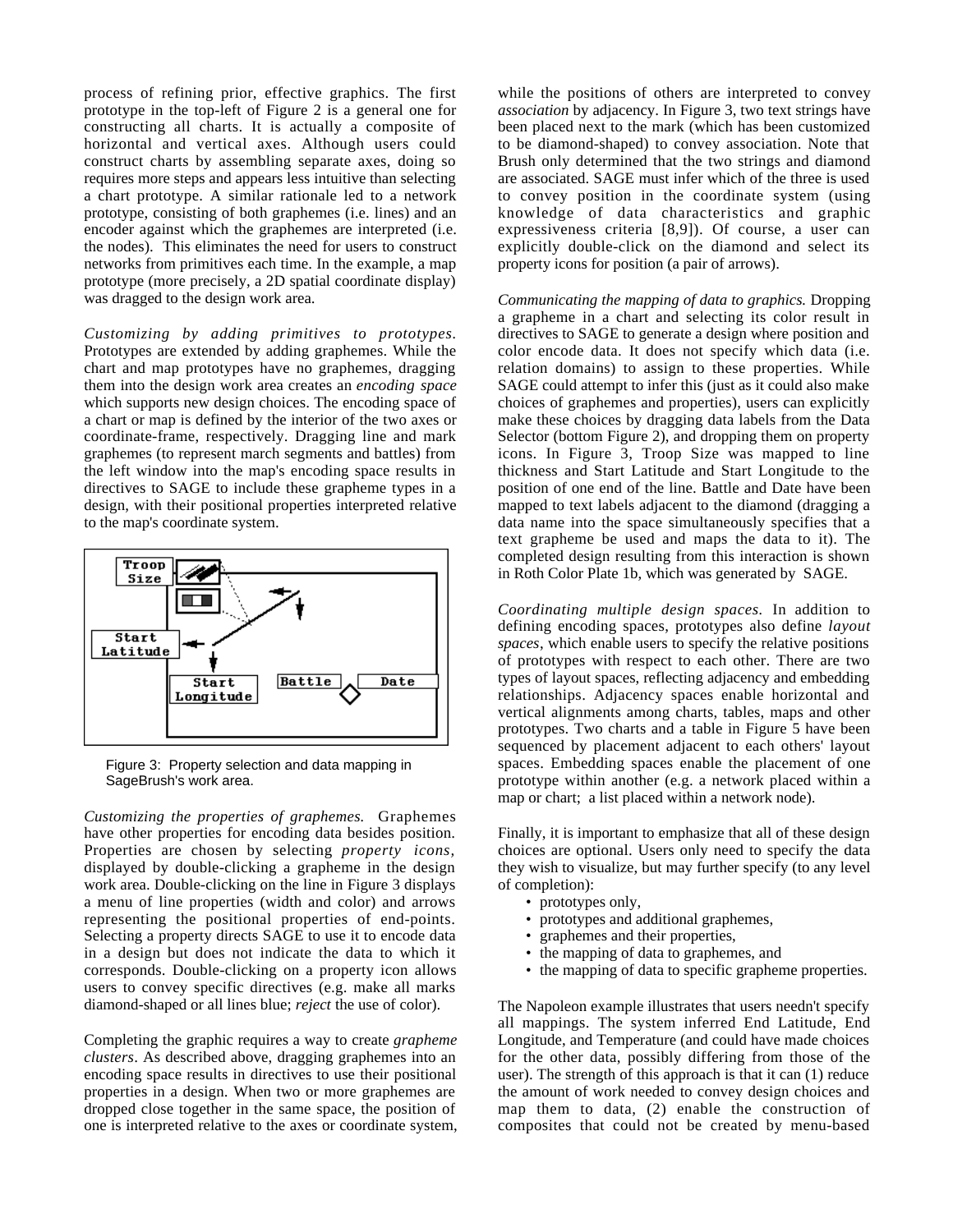process of refining prior, effective graphics. The first prototype in the top-left of Figure 2 is a general one for constructing all charts. It is actually a composite of horizontal and vertical axes. Although users could construct charts by assembling separate axes, doing so requires more steps and appears less intuitive than selecting a chart prototype. A similar rationale led to a network prototype, consisting of both graphemes (i.e. lines) and an encoder against which the graphemes are interpreted (i.e. the nodes). This eliminates the need for users to construct networks from primitives each time. In the example, a map prototype (more precisely, a 2D spatial coordinate display) was dragged to the design work area.

*Customizing by adding primitives to prototypes.* Prototypes are extended by adding graphemes. While the chart and map prototypes have no graphemes, dragging them into the design work area creates an *encoding space* which supports new design choices. The encoding space of a chart or map is defined by the interior of the two axes or coordinate-frame, respectively. Dragging line and mark graphemes (to represent march segments and battles) from the left window into the map's encoding space results in directives to SAGE to include these grapheme types in a design, with their positional properties interpreted relative to the map's coordinate system.

Figure 3: Property selection and data mapping in SageBrush's work area.

*Customizing the properties of graphemes.* Graphemes have other properties for encoding data besides position. Properties are chosen by selecting *property icons,* displayed by double-clicking a grapheme in the design work area. Double-clicking on the line in Figure 3 displays a menu of line properties (width and color) and arrows representing the positional properties of end-points. Selecting a property directs SAGE to use it to encode data in a design but does not indicate the data to which it corresponds. Double-clicking on a property icon allows users to convey specific directives (e.g. make all marks diamond-shaped or all lines blue; *reject* the use of color).

Completing the graphic requires a way to create *grapheme clusters*. As described above, dragging graphemes into an encoding space results in directives to use their positional properties in a design. When two or more graphemes are dropped close together in the same space, the position of one is interpreted relative to the axes or coordinate system, while the positions of others are interpreted to convey *association* by adjacency. In Figure 3, two text strings have been placed next to the mark (which has been customized to be diamond-shaped) to convey association. Note that Brush only determined that the two strings and diamond are associated. SAGE must infer which of the three is used to convey position in the coordinate system (using knowledge of data characteristics and graphic expressiveness criteria [8,9]). Of course, a user can explicitly double-click on the diamond and select its property icons for position (a pair of arrows).

*Communicating the mapping of data to graphics.* Dropping a grapheme in a chart and selecting its color result in directives to SAGE to generate a design where position and color encode data. It does not specify which data (i.e. relation domains) to assign to these properties. While SAGE could attempt to infer this (just as it could also make choices of graphemes and properties), users can explicitly make these choices by dragging data labels from the Data Selector (bottom Figure 2), and dropping them on property icons. In Figure 3, Troop Size was mapped to line thickness and Start Latitude and Start Longitude to the position of one end of the line. Battle and Date have been mapped to text labels adjacent to the diamond (dragging a data name into the space simultaneously specifies that a text grapheme be used and maps the data to it). The completed design resulting from this interaction is shown in Roth Color Plate 1b, which was generated by SAGE.

*Coordinating multiple design spaces.* In addition to defining encoding spaces, prototypes also define *layout spaces*, which enable users to specify the relative positions of prototypes with respect to each other. There are two types of layout spaces, reflecting adjacency and embedding relationships. Adjacency spaces enable horizontal and vertical alignments among charts, tables, maps and other prototypes. Two charts and a table in Figure 5 have been sequenced by placement adjacent to each others' layout spaces. Embedding spaces enable the placement of one prototype within another (e.g. a network placed within a map or chart; a list placed within a network node).

Finally, it is important to emphasize that all of these design choices are optional. Users only need to specify the data they wish to visualize, but may further specify (to any level of completion):

- prototypes only,
- prototypes and additional graphemes,
- graphemes and their properties,
- the mapping of data to graphemes, and
- the mapping of data to specific grapheme properties.

The Napoleon example illustrates that users needn't specify all mappings. The system inferred End Latitude, End Longitude, and Temperature (and could have made choices for the other data, possibly differing from those of the user). The strength of this approach is that it can (1) reduce the amount of work needed to convey design choices and map them to data, (2) enable the construction of composites that could not be created by menu-based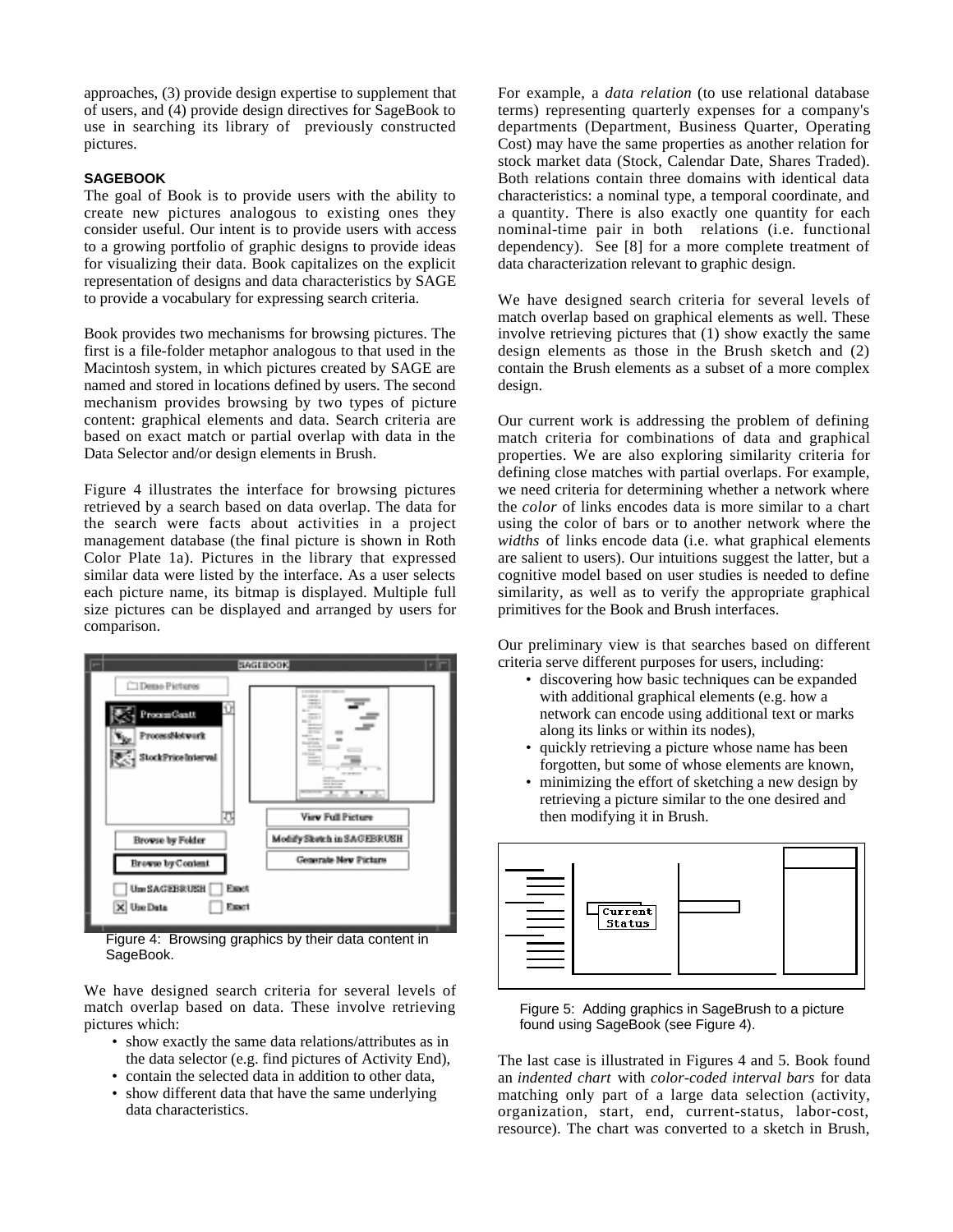approaches, (3) provide design expertise to supplement that of users, and (4) provide design directives for SageBook to use in searching its library of previously constructed pictures.

### SAGEBOOK

The goal of Book is to provide users with the ability to create new pictures analogous to existing ones they consider useful. Our intent is to provide users with access to a growing portfolio of graphic designs to provide ideas for visualizing their data. Book capitalizes on the explicit representation of designs and data characteristics by SAGE to provide a vocabulary for expressing search criteria.

Book provides two mechanisms for browsing pictures. The first is a file-folder metaphor analogous to that used in the Macintosh system, in which pictures created by SAGE are named and stored in locations defined by users. The second mechanism provides browsing by two types of picture content: graphical elements and data. Search criteria are based on exact match or partial overlap with data in the Data Selector and/or design elements in Brush.

Figure 4 illustrates the interface for browsing pictures retrieved by a search based on data overlap. The data for the search were facts about activities in a project management database (the final picture is shown in Roth Color Plate 1a). Pictures in the library that expressed similar data were listed by the interface. As a user selects each picture name, its bitmap is displayed. Multiple full size pictures can be displayed and arranged by users for comparison.

SAGEBOOK

Demo Pictures

ProcessGantt

ProcessNetwork

StockPriceInterval

View Full Picture

Browse by Folder

Modify Sketch in SAGEBRUSH

Browse by Content

Generate New Picture

Use SAGEBRUSH

Exact

Use Data

Exact

Figure 4: Browsing graphics by their data content in SageBook.

We have designed search criteria for several levels of match overlap based on data. These involve retrieving pictures which:

- show exactly the same data relations/attributes as in the data selector (e.g. find pictures of Activity End),
- contain the selected data in addition to other data,
- show different data that have the same underlying data characteristics.

For example, a *data relation* (to use relational database terms) representing quarterly expenses for a company's departments (Department, Business Quarter, Operating Cost) may have the same properties as another relation for stock market data (Stock, Calendar Date, Shares Traded). Both relations contain three domains with identical data characteristics: a nominal type, a temporal coordinate, and a quantity. There is also exactly one quantity for each nominal-time pair in both relations (i.e. functional dependency). See [8] for a more complete treatment of data characterization relevant to graphic design.

We have designed search criteria for several levels of match overlap based on graphical elements as well. These involve retrieving pictures that (1) show exactly the same design elements as those in the Brush sketch and (2) contain the Brush elements as a subset of a more complex design.

Our current work is addressing the problem of defining match criteria for combinations of data and graphical properties. We are also exploring similarity criteria for defining close matches with partial overlaps. For example, we need criteria for determining whether a network where the *color* of links encodes data is more similar to a chart using the color of bars or to another network where the *widths* of links encode data (i.e. what graphical elements are salient to users). Our intuitions suggest the latter, but a cognitive model based on user studies is needed to define similarity, as well as to verify the appropriate graphical primitives for the Book and Brush interfaces.

Our preliminary view is that searches based on different criteria serve different purposes for users, including:

- discovering how basic techniques can be expanded with additional graphical elements (e.g. how a network can encode using additional text or marks along its links or within its nodes),
- quickly retrieving a picture whose name has been forgotten, but some of whose elements are known,
- minimizing the effort of sketching a new design by retrieving a picture similar to the one desired and then modifying it in Brush.

Current Status

Figure 5: Adding graphics in SageBrush to a picture found using SageBook (see Figure 4).

The last case is illustrated in Figures 4 and 5. Book found an *indented chart* with *color-coded interval bars* for data matching only part of a large data selection (activity, organization, start, end, current-status, labor-cost, resource). The chart was converted to a sketch in Brush,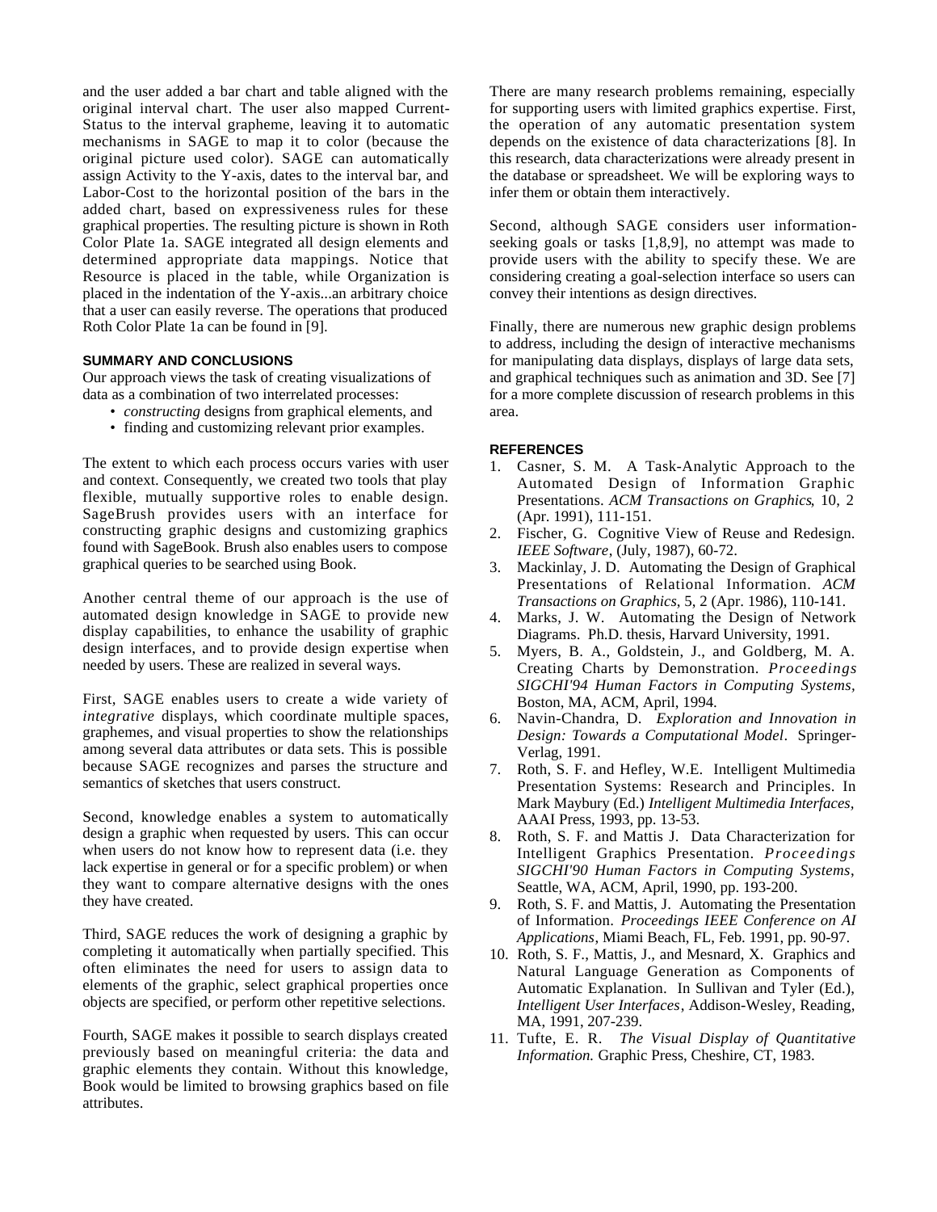and the user added a bar chart and table aligned with the original interval chart. The user also mapped Current-Status to the interval grapheme, leaving it to automatic mechanisms in SAGE to map it to color (because the original picture used color). SAGE can automatically assign Activity to the Y-axis, dates to the interval bar, and Labor-Cost to the horizontal position of the bars in the added chart, based on expressiveness rules for these graphical properties. The resulting picture is shown in Roth Color Plate 1a. SAGE integrated all design elements and determined appropriate data mappings. Notice that Resource is placed in the table, while Organization is placed in the indentation of the Y-axis...an arbitrary choice that a user can easily reverse. The operations that produced Roth Color Plate 1a can be found in [9].

## SUMMARY AND CONCLUSIONS

Our approach views the task of creating visualizations of data as a combination of two interrelated processes:

- *constructing* designs from graphical elements, and
- finding and customizing relevant prior examples.

The extent to which each process occurs varies with user and context. Consequently, we created two tools that play flexible, mutually supportive roles to enable design. SageBrush provides users with an interface for constructing graphic designs and customizing graphics found with SageBook. Brush also enables users to compose graphical queries to be searched using Book.

Another central theme of our approach is the use of automated design knowledge in SAGE to provide new display capabilities, to enhance the usability of graphic design interfaces, and to provide design expertise when needed by users. These are realized in several ways.

First, SAGE enables users to create a wide variety of *integrative* displays, which coordinate multiple spaces, graphemes, and visual properties to show the relationships among several data attributes or data sets. This is possible because SAGE recognizes and parses the structure and semantics of sketches that users construct.

Second, knowledge enables a system to automatically design a graphic when requested by users. This can occur when users do not know how to represent data (i.e. they lack expertise in general or for a specific problem) or when they want to compare alternative designs with the ones they have created.

Third, SAGE reduces the work of designing a graphic by completing it automatically when partially specified. This often eliminates the need for users to assign data to elements of the graphic, select graphical properties once objects are specified, or perform other repetitive selections.

Fourth, SAGE makes it possible to search displays created previously based on meaningful criteria: the data and graphic elements they contain. Without this knowledge, Book would be limited to browsing graphics based on file attributes.

There are many research problems remaining, especially for supporting users with limited graphics expertise. First, the operation of any automatic presentation system depends on the existence of data characterizations [8]. In this research, data characterizations were already present in the database or spreadsheet. We will be exploring ways to infer them or obtain them interactively.

Second, although SAGE considers user information-seeking goals or tasks [1,8,9], no attempt was made to provide users with the ability to specify these. We are considering creating a goal-selection interface so users can convey their intentions as design directives.

Finally, there are numerous new graphic design problems to address, including the design of interactive mechanisms for manipulating data displays, displays of large data sets, and graphical techniques such as animation and 3D. See [7] for a more complete discussion of research problems in this area.

## REFERENCES

1. Casner, S. M. A Task-Analytic Approach to the Automated Design of Information Graphic Presentations. *ACM Transactions on Graphics*, 10, 2 (Apr. 1991), 111-151.
2. Fischer, G. Cognitive View of Reuse and Redesign. *IEEE Software*, (July, 1987), 60-72.
3. Mackinlay, J. D. Automating the Design of Graphical Presentations of Relational Information. *ACM Transactions on Graphics*, 5, 2 (Apr. 1986), 110-141.
4. Marks, J. W. Automating the Design of Network Diagrams. Ph.D. thesis, Harvard University, 1991.
5. Myers, B. A., Goldstein, J., and Goldberg, M. A. Creating Charts by Demonstration. *Proceedings SIGCHI'94 Human Factors in Computing Systems*, Boston, MA, ACM, April, 1994.
6. Navin-Chandra, D. *Exploration and Innovation in Design: Towards a Computational Model*. Springer-Verlag, 1991.
7. Roth, S. F. and Hefley, W.E. Intelligent Multimedia Presentation Systems: Research and Principles. In Mark Maybury (Ed.) *Intelligent Multimedia Interfaces*, AAAI Press, 1993, pp. 13-53.
8. Roth, S. F. and Mattis J. Data Characterization for Intelligent Graphics Presentation. *Proceedings SIGCHI'90 Human Factors in Computing Systems*, Seattle, WA, ACM, April, 1990, pp. 193-200.
9. Roth, S. F. and Mattis, J. Automating the Presentation of Information. *Proceedings IEEE Conference on AI Applications*, Miami Beach, FL, Feb. 1991, pp. 90-97.
10. Roth, S. F., Mattis, J., and Mesnard, X. Graphics and Natural Language Generation as Components of Automatic Explanation. In Sullivan and Tyler (Ed.), *Intelligent User Interfaces*, Addison-Wesley, Reading, MA, 1991, 207-239.
11. Tufte, E. R. *The Visual Display of Quantitative Information.* Graphic Press, Cheshire, CT, 1983.